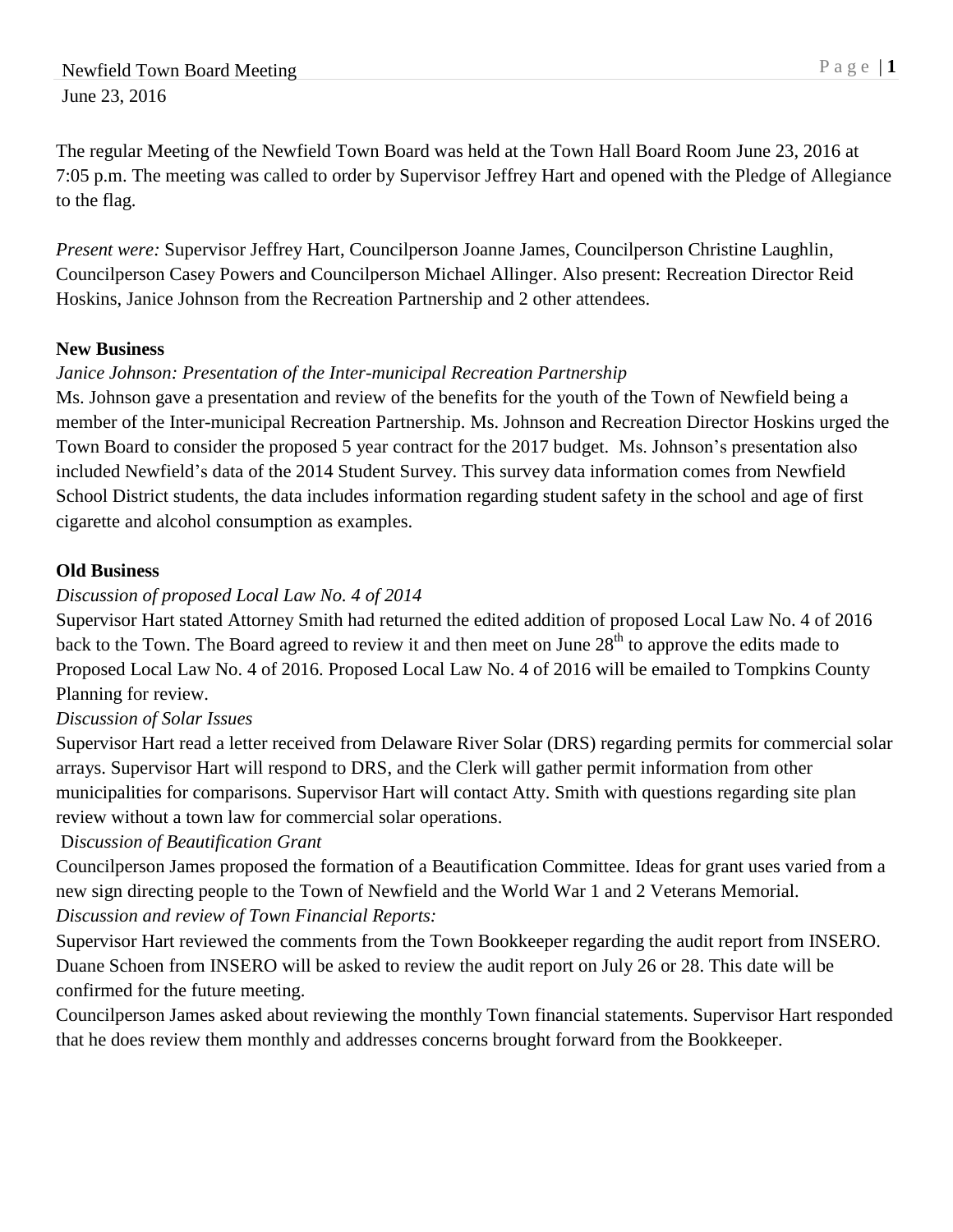Newfield Town Board Meeting

June 23, 2016

The regular Meeting of the Newfield Town Board was held at the Town Hall Board Room June 23, 2016 at 7:05 p.m. The meeting was called to order by Supervisor Jeffrey Hart and opened with the Pledge of Allegiance to the flag.

*Present were:* Supervisor Jeffrey Hart, Councilperson Joanne James, Councilperson Christine Laughlin, Councilperson Casey Powers and Councilperson Michael Allinger. Also present: Recreation Director Reid Hoskins, Janice Johnson from the Recreation Partnership and 2 other attendees.

**New Business**

*Janice Johnson: Presentation of the Inter-municipal Recreation Partnership*

Ms. Johnson gave a presentation and review of the benefits for the youth of the Town of Newfield being a member of the Inter-municipal Recreation Partnership. Ms. Johnson and Recreation Director Hoskins urged the Town Board to consider the proposed 5 year contract for the 2017 budget. Ms. Johnson's presentation also included Newfield's data of the 2014 Student Survey. This survey data information comes from Newfield School District students, the data includes information regarding student safety in the school and age of first cigarette and alcohol consumption as examples.

**Old Business**

*Discussion of proposed Local Law No. 4 of 2014*

Supervisor Hart stated Attorney Smith had returned the edited addition of proposed Local Law No. 4 of 2016 back to the Town. The Board agreed to review it and then meet on June 28th to approve the edits made to Proposed Local Law No. 4 of 2016. Proposed Local Law No. 4 of 2016 will be emailed to Tompkins County Planning for review.

*Discussion of Solar Issues*

Supervisor Hart read a letter received from Delaware River Solar (DRS) regarding permits for commercial solar arrays. Supervisor Hart will respond to DRS, and the Clerk will gather permit information from other municipalities for comparisons. Supervisor Hart will contact Atty. Smith with questions regarding site plan review without a town law for commercial solar operations.

*Discussion of Beautification Grant*

Councilperson James proposed the formation of a Beautification Committee. Ideas for grant uses varied from a new sign directing people to the Town of Newfield and the World War 1 and 2 Veterans Memorial.

*Discussion and review of Town Financial Reports:*

Supervisor Hart reviewed the comments from the Town Bookkeeper regarding the audit report from INSERO. Duane Schoen from INSERO will be asked to review the audit report on July 26 or 28. This date will be confirmed for the future meeting.

Councilperson James asked about reviewing the monthly Town financial statements. Supervisor Hart responded that he does review them monthly and addresses concerns brought forward from the Bookkeeper.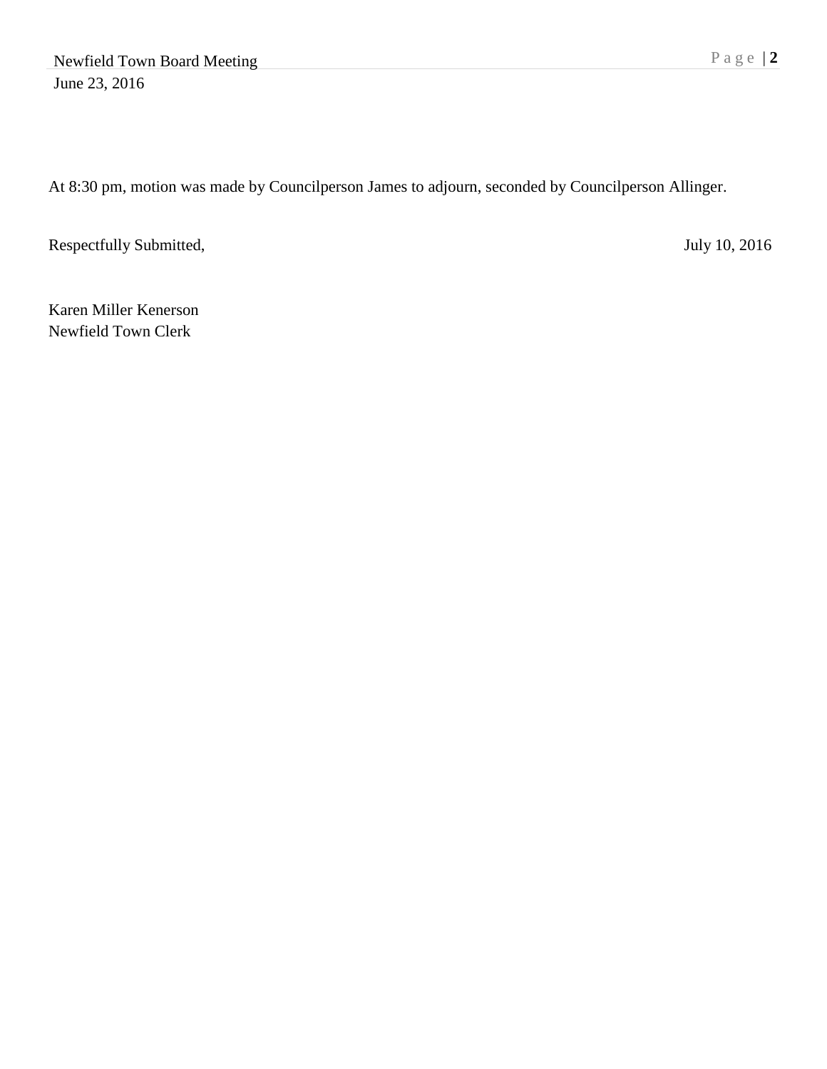At 8:30 pm, motion was made by Councilperson James to adjourn, seconded by Councilperson Allinger.

Respectfully Submitted, July 10, 2016

Karen Miller Kenerson
Newfield Town Clerk